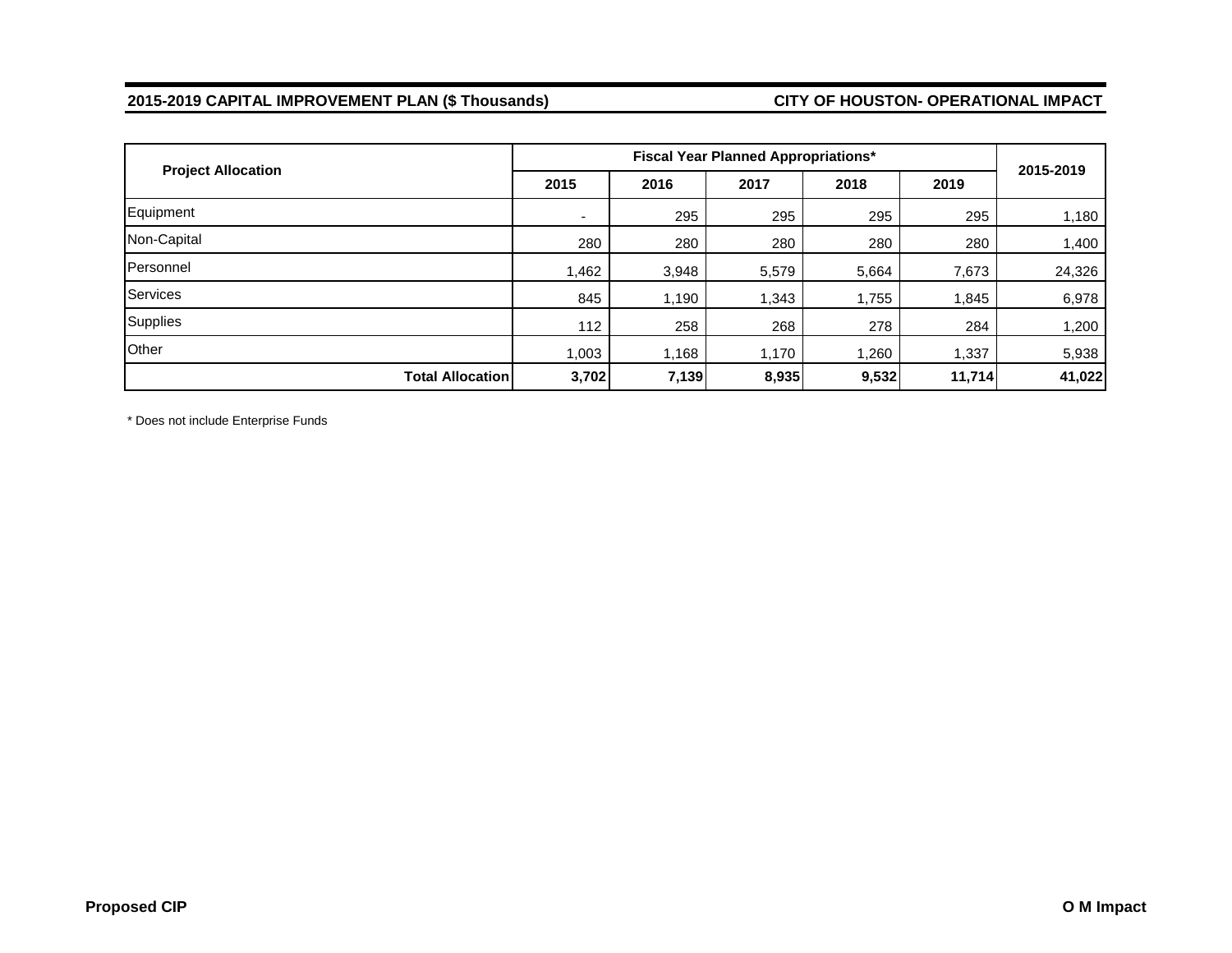**2015-2019 CAPITAL IMPROVEMENT PLAN ($ Thousands)** **CITY OF HOUSTON- OPERATIONAL IMPACT**

| Project Allocation | Fiscal Year Planned Appropriations* | | | | | 2015-2019 |
|---|---|---|---|---|---|---|
| | 2015 | 2016 | 2017 | 2018 | 2019 | |
| Equipment | - | 295 | 295 | 295 | 295 | 1,180 |
| Non-Capital | 280 | 280 | 280 | 280 | 280 | 1,400 |
| Personnel | 1,462 | 3,948 | 5,579 | 5,664 | 7,673 | 24,326 |
| Services | 845 | 1,190 | 1,343 | 1,755 | 1,845 | 6,978 |
| Supplies | 112 | 258 | 268 | 278 | 284 | 1,200 |
| Other | 1,003 | 1,168 | 1,170 | 1,260 | 1,337 | 5,938 |
| **Total Allocation** | **3,702** | **7,139** | **8,935** | **9,532** | **11,714** | **41,022** |

* Does not include Enterprise Funds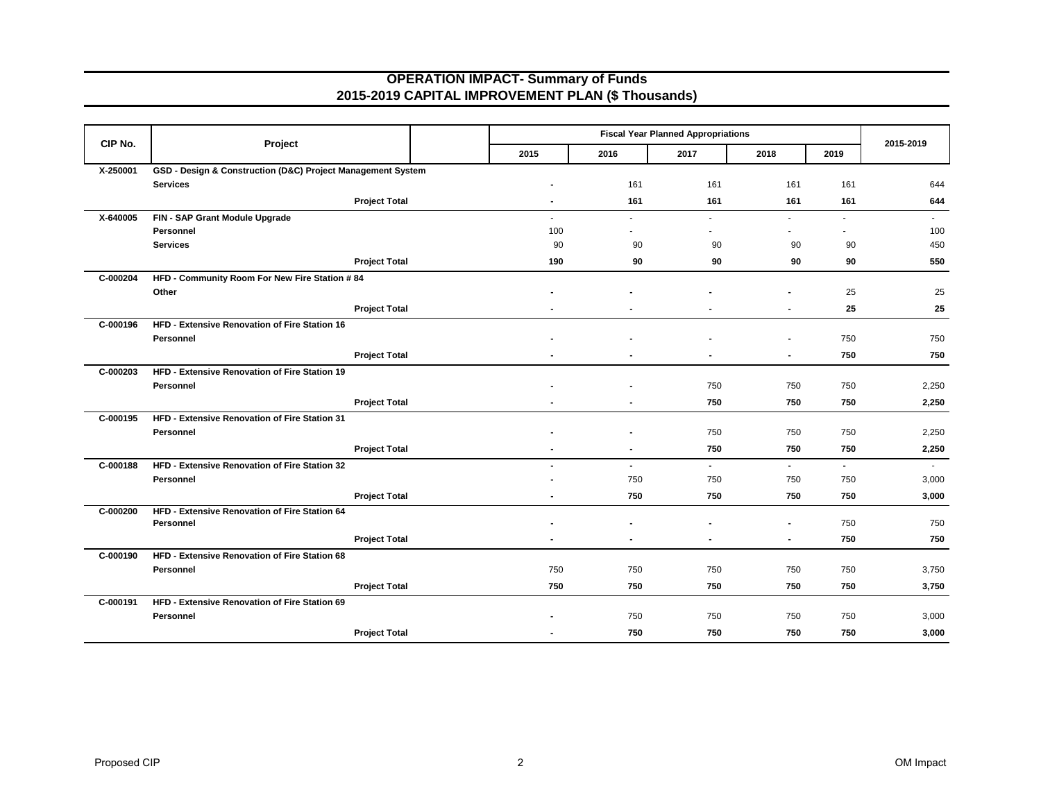# OPERATION IMPACT- Summary of Funds
## 2015-2019 CAPITAL IMPROVEMENT PLAN ($ Thousands)

| CIP No. | Project | Fiscal Year Planned Appropriations | | | | | 2015-2019 |
|---|---|---|---|---|---|---|---|
| | | 2015 | 2016 | 2017 | 2018 | 2019 | |
| X-250001 | **GSD - Design & Construction (D&C) Project Management System** | | | | | | |
| | **Services** | - | 161 | 161 | 161 | 161 | 644 |
| | **Project Total** | **-** | **161** | **161** | **161** | **161** | **644** |
| X-640005 | **FIN - SAP Grant Module Upgrade** | - | - | - | - | - | - |
| | **Personnel** | 100 | - | - | - | - | 100 |
| | **Services** | 90 | 90 | 90 | 90 | 90 | 450 |
| | **Project Total** | **190** | **90** | **90** | **90** | **90** | **550** |
| C-000204 | **HFD - Community Room For New Fire Station # 84** | | | | | | |
| | **Other** | - | - | - | - | 25 | 25 |
| | **Project Total** | **-** | **-** | **-** | **-** | **25** | **25** |
| C-000196 | **HFD - Extensive Renovation of Fire Station 16** | | | | | | |
| | **Personnel** | - | - | - | - | 750 | 750 |
| | **Project Total** | **-** | **-** | **-** | **-** | **750** | **750** |
| C-000203 | **HFD - Extensive Renovation of Fire Station 19** | | | | | | |
| | **Personnel** | - | - | 750 | 750 | 750 | 2,250 |
| | **Project Total** | **-** | **-** | **750** | **750** | **750** | **2,250** |
| C-000195 | **HFD - Extensive Renovation of Fire Station 31** | | | | | | |
| | **Personnel** | - | - | 750 | 750 | 750 | 2,250 |
| | **Project Total** | **-** | **-** | **750** | **750** | **750** | **2,250** |
| C-000188 | **HFD - Extensive Renovation of Fire Station 32** | - | - | - | - | - | - |
| | **Personnel** | - | 750 | 750 | 750 | 750 | 3,000 |
| | **Project Total** | **-** | **750** | **750** | **750** | **750** | **3,000** |
| C-000200 | **HFD - Extensive Renovation of Fire Station 64** | | | | | | |
| | **Personnel** | - | - | - | - | 750 | 750 |
| | **Project Total** | **-** | **-** | **-** | **-** | **750** | **750** |
| C-000190 | **HFD - Extensive Renovation of Fire Station 68** | | | | | | |
| | **Personnel** | 750 | 750 | 750 | 750 | 750 | 3,750 |
| | **Project Total** | **750** | **750** | **750** | **750** | **750** | **3,750** |
| C-000191 | **HFD - Extensive Renovation of Fire Station 69** | | | | | | |
| | **Personnel** | - | 750 | 750 | 750 | 750 | 3,000 |
| | **Project Total** | **-** | **750** | **750** | **750** | **750** | **3,000** |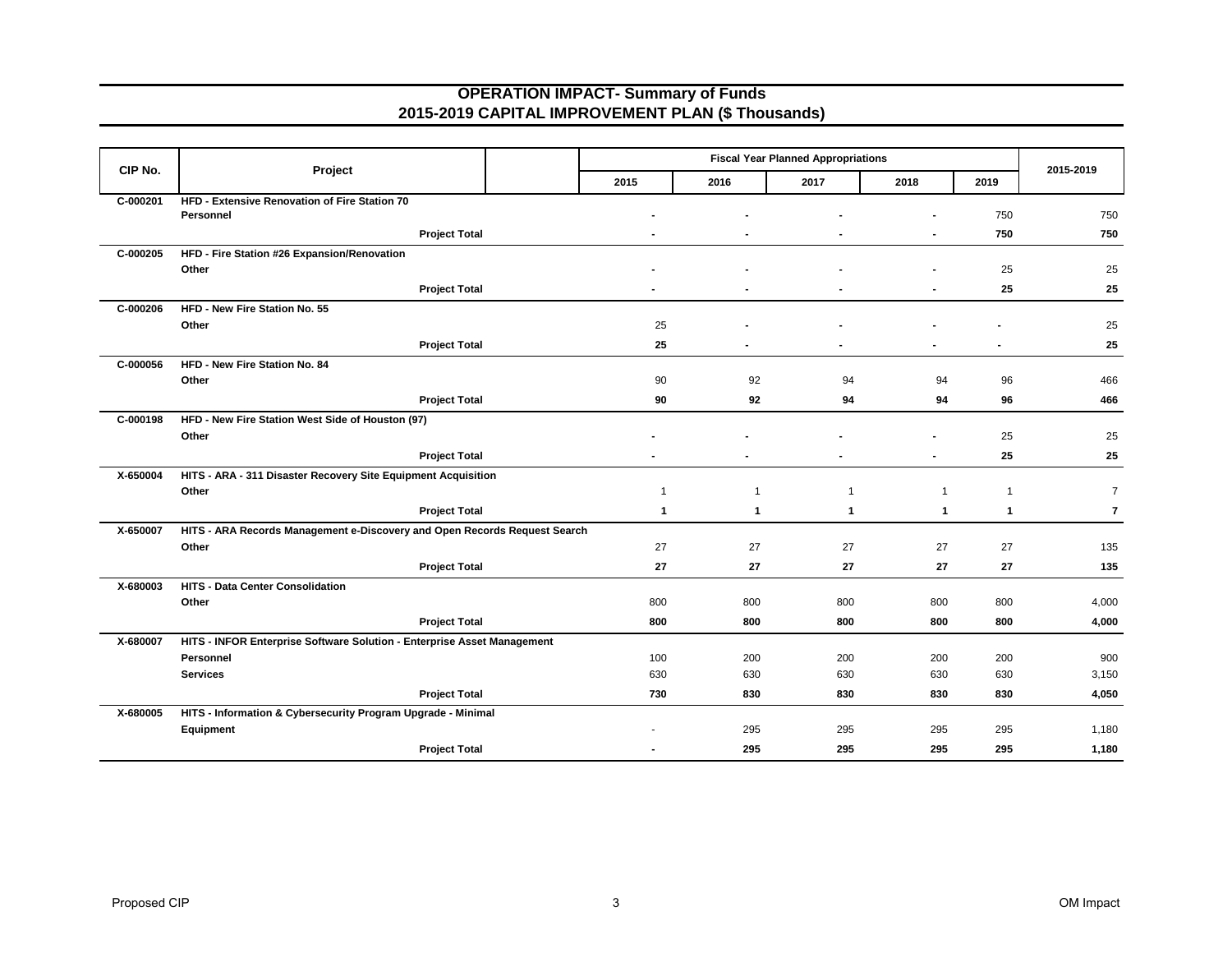# OPERATION IMPACT- Summary of Funds
## 2015-2019 CAPITAL IMPROVEMENT PLAN ($ Thousands)

| CIP No. | Project | | Fiscal Year Planned Appropriations | | | | | 2015-2019 |
|---|---|---|---|---|---|---|---|---|
| | | | 2015 | 2016 | 2017 | 2018 | 2019 | |
| C-000201 | **HFD - Extensive Renovation of Fire Station 70** | | | | | | | |
| | **Personnel** | | - | - | - | - | 750 | 750 |
| | | **Project Total** | **-** | **-** | **-** | **-** | **750** | **750** |
| C-000205 | **HFD - Fire Station #26 Expansion/Renovation** | | | | | | | |
| | **Other** | | - | - | - | - | 25 | 25 |
| | | **Project Total** | **-** | **-** | **-** | **-** | **25** | **25** |
| C-000206 | **HFD - New Fire Station No. 55** | | | | | | | |
| | **Other** | | 25 | - | - | - | - | 25 |
| | | **Project Total** | **25** | **-** | **-** | **-** | **-** | **25** |
| C-000056 | **HFD - New Fire Station No. 84** | | | | | | | |
| | **Other** | | 90 | 92 | 94 | 94 | 96 | 466 |
| | | **Project Total** | **90** | **92** | **94** | **94** | **96** | **466** |
| C-000198 | **HFD - New Fire Station West Side of Houston (97)** | | | | | | | |
| | **Other** | | - | - | - | - | 25 | 25 |
| | | **Project Total** | **-** | **-** | **-** | **-** | **25** | **25** |
| X-650004 | **HITS - ARA - 311 Disaster Recovery Site Equipment Acquisition** | | | | | | | |
| | **Other** | | 1 | 1 | 1 | 1 | 1 | 7 |
| | | **Project Total** | **1** | **1** | **1** | **1** | **1** | **7** |
| X-650007 | **HITS - ARA Records Management e-Discovery and Open Records Request Search** | | | | | | | |
| | **Other** | | 27 | 27 | 27 | 27 | 27 | 135 |
| | | **Project Total** | **27** | **27** | **27** | **27** | **27** | **135** |
| X-680003 | **HITS - Data Center Consolidation** | | | | | | | |
| | **Other** | | 800 | 800 | 800 | 800 | 800 | 4,000 |
| | | **Project Total** | **800** | **800** | **800** | **800** | **800** | **4,000** |
| X-680007 | **HITS - INFOR Enterprise Software Solution - Enterprise Asset Management** | | | | | | | |
| | **Personnel** | | 100 | 200 | 200 | 200 | 200 | 900 |
| | **Services** | | 630 | 630 | 630 | 630 | 630 | 3,150 |
| | | **Project Total** | **730** | **830** | **830** | **830** | **830** | **4,050** |
| X-680005 | **HITS - Information & Cybersecurity Program Upgrade - Minimal** | | | | | | | |
| | **Equipment** | | - | 295 | 295 | 295 | 295 | 1,180 |
| | | **Project Total** | **-** | **295** | **295** | **295** | **295** | **1,180** |

Proposed CIP — OM Impact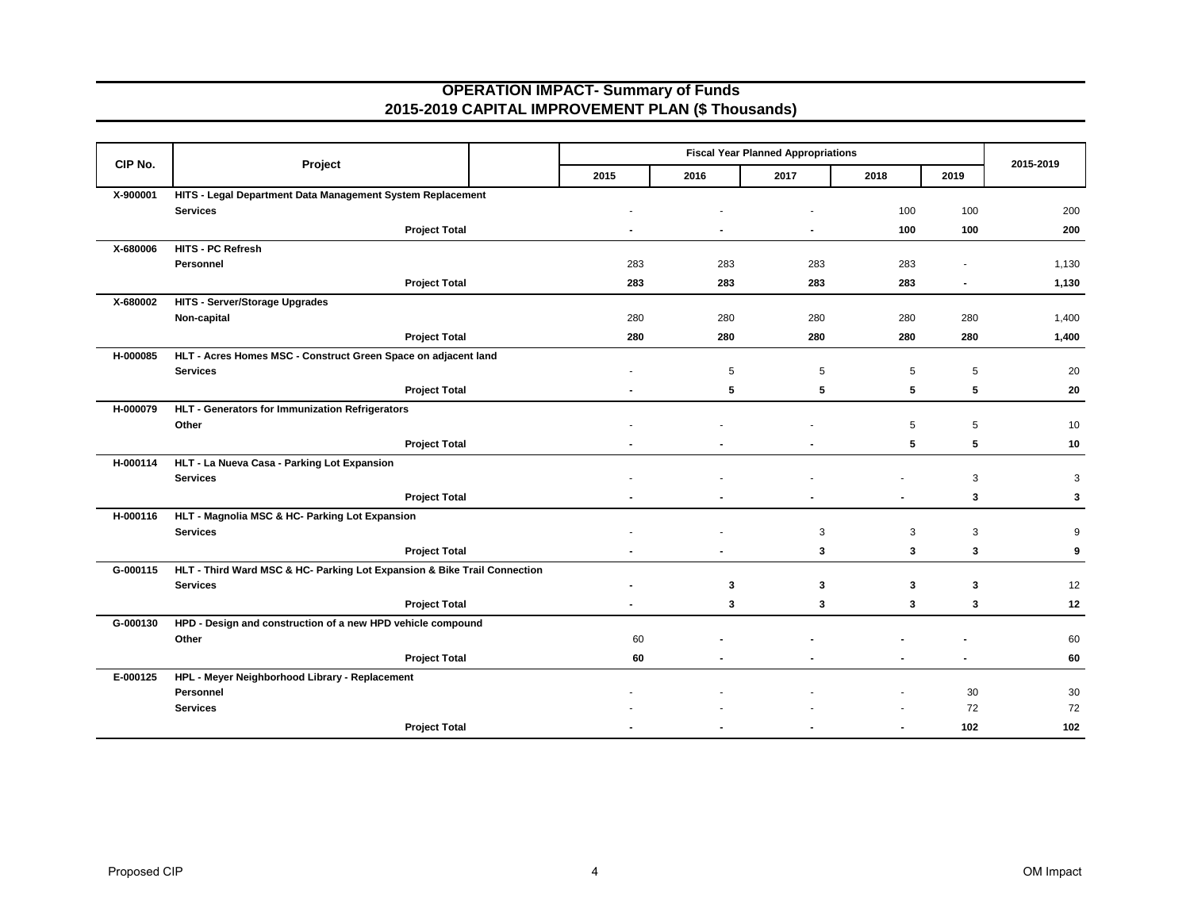# OPERATION IMPACT- Summary of Funds
## 2015-2019 CAPITAL IMPROVEMENT PLAN ($ Thousands)

| CIP No. | Project | Fiscal Year Planned Appropriations | | | | | 2015-2019 |
|---|---|---|---|---|---|---|---|
| | | 2015 | 2016 | 2017 | 2018 | 2019 | |
| X-900001 | **HITS - Legal Department Data Management System Replacement** | | | | | | |
| | **Services** | - | - | - | 100 | 100 | 200 |
| | **Project Total** | **-** | **-** | **-** | **100** | **100** | **200** |
| X-680006 | **HITS - PC Refresh** | | | | | | |
| | **Personnel** | 283 | 283 | 283 | 283 | - | 1,130 |
| | **Project Total** | **283** | **283** | **283** | **283** | **-** | **1,130** |
| X-680002 | **HITS - Server/Storage Upgrades** | | | | | | |
| | **Non-capital** | 280 | 280 | 280 | 280 | 280 | 1,400 |
| | **Project Total** | **280** | **280** | **280** | **280** | **280** | **1,400** |
| H-000085 | **HLT - Acres Homes MSC - Construct Green Space on adjacent land** | | | | | | |
| | **Services** | - | 5 | 5 | 5 | 5 | 20 |
| | **Project Total** | **-** | **5** | **5** | **5** | **5** | **20** |
| H-000079 | **HLT - Generators for Immunization Refrigerators** | | | | | | |
| | **Other** | - | - | - | 5 | 5 | 10 |
| | **Project Total** | **-** | **-** | **-** | **5** | **5** | **10** |
| H-000114 | **HLT - La Nueva Casa - Parking Lot Expansion** | | | | | | |
| | **Services** | - | - | - | - | 3 | 3 |
| | **Project Total** | **-** | **-** | **-** | **-** | **3** | **3** |
| H-000116 | **HLT - Magnolia MSC & HC- Parking Lot Expansion** | | | | | | |
| | **Services** | - | - | 3 | 3 | 3 | 9 |
| | **Project Total** | **-** | **-** | **3** | **3** | **3** | **9** |
| G-000115 | **HLT - Third Ward MSC & HC- Parking Lot Expansion & Bike Trail Connection** | | | | | | |
| | **Services** | **-** | **3** | **3** | **3** | **3** | 12 |
| | **Project Total** | **-** | **3** | **3** | **3** | **3** | **12** |
| G-000130 | **HPD - Design and construction of a new HPD vehicle compound** | | | | | | |
| | **Other** | 60 | **-** | **-** | **-** | **-** | 60 |
| | **Project Total** | **60** | **-** | **-** | **-** | **-** | **60** |
| E-000125 | **HPL - Meyer Neighborhood Library - Replacement** | | | | | | |
| | **Personnel** | - | - | - | - | 30 | 30 |
| | **Services** | - | - | - | - | 72 | 72 |
| | **Project Total** | **-** | **-** | **-** | **-** | **102** | **102** |

Proposed CIP | OM Impact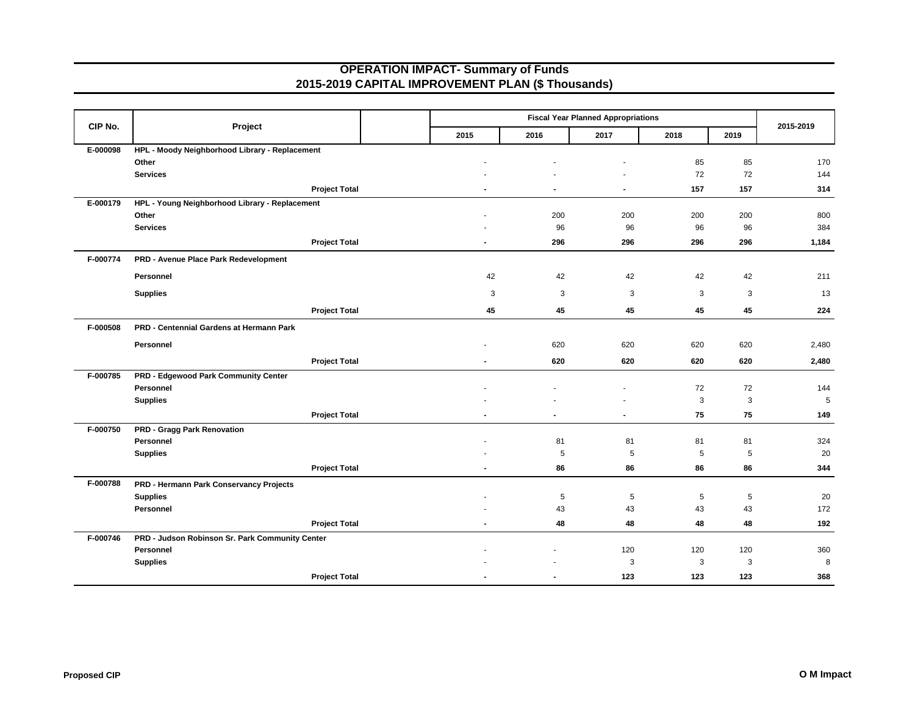# OPERATION IMPACT- Summary of Funds
## 2015-2019 CAPITAL IMPROVEMENT PLAN ($ Thousands)

| CIP No. | Project | | Fiscal Year Planned Appropriations | | | | | 2015-2019 |
|---|---|---|---|---|---|---|---|---|
| | | | 2015 | 2016 | 2017 | 2018 | 2019 | |
| E-000098 | **HPL - Moody Neighborhood Library - Replacement** | | | | | | | |
| | **Other** | | - | - | - | 85 | 85 | 170 |
| | **Services** | | - | - | - | 72 | 72 | 144 |
| | | **Project Total** | **-** | **-** | **-** | **157** | **157** | **314** |
| E-000179 | **HPL - Young Neighborhood Library - Replacement** | | | | | | | |
| | **Other** | | - | 200 | 200 | 200 | 200 | 800 |
| | **Services** | | - | 96 | 96 | 96 | 96 | 384 |
| | | **Project Total** | **-** | **296** | **296** | **296** | **296** | **1,184** |
| F-000774 | **PRD - Avenue Place Park Redevelopment** | | | | | | | |
| | **Personnel** | | 42 | 42 | 42 | 42 | 42 | 211 |
| | **Supplies** | | 3 | 3 | 3 | 3 | 3 | 13 |
| | | **Project Total** | **45** | **45** | **45** | **45** | **45** | **224** |
| F-000508 | **PRD - Centennial Gardens at Hermann Park** | | | | | | | |
| | **Personnel** | | - | 620 | 620 | 620 | 620 | 2,480 |
| | | **Project Total** | **-** | **620** | **620** | **620** | **620** | **2,480** |
| F-000785 | **PRD - Edgewood Park Community Center** | | | | | | | |
| | **Personnel** | | - | - | - | 72 | 72 | 144 |
| | **Supplies** | | - | - | - | 3 | 3 | 5 |
| | | **Project Total** | **-** | **-** | **-** | **75** | **75** | **149** |
| F-000750 | **PRD - Gragg Park Renovation** | | | | | | | |
| | **Personnel** | | - | 81 | 81 | 81 | 81 | 324 |
| | **Supplies** | | - | 5 | 5 | 5 | 5 | 20 |
| | | **Project Total** | **-** | **86** | **86** | **86** | **86** | **344** |
| F-000788 | **PRD - Hermann Park Conservancy Projects** | | | | | | | |
| | **Supplies** | | - | 5 | 5 | 5 | 5 | 20 |
| | **Personnel** | | - | 43 | 43 | 43 | 43 | 172 |
| | | **Project Total** | **-** | **48** | **48** | **48** | **48** | **192** |
| F-000746 | **PRD - Judson Robinson Sr. Park Community Center** | | | | | | | |
| | **Personnel** | | - | - | 120 | 120 | 120 | 360 |
| | **Supplies** | | - | - | 3 | 3 | 3 | 8 |
| | | **Project Total** | **-** | **-** | **123** | **123** | **123** | **368** |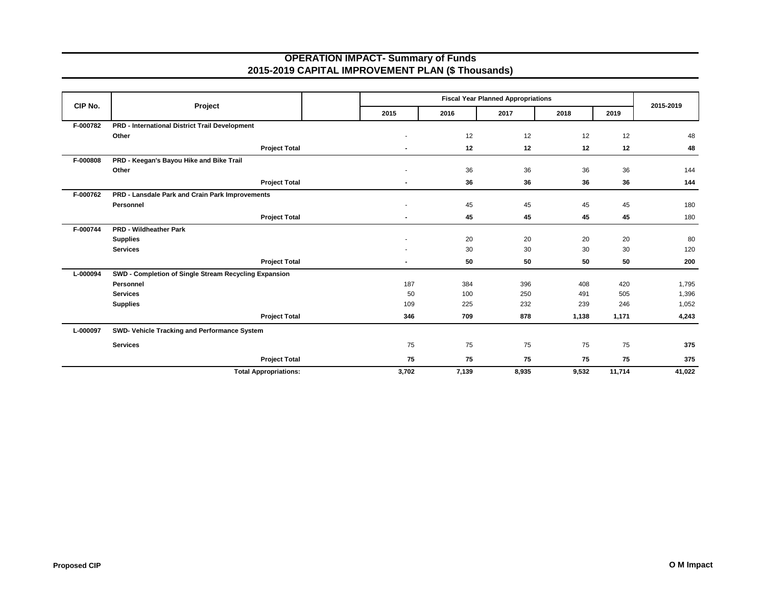# OPERATION IMPACT- Summary of Funds
## 2015-2019 CAPITAL IMPROVEMENT PLAN ($ Thousands)

| CIP No. | Project | | Fiscal Year Planned Appropriations | | | | | 2015-2019 |
|---|---|---|---|---|---|---|---|---|
| | | | 2015 | 2016 | 2017 | 2018 | 2019 | |
| F-000782 | **PRD - International District Trail Development** | | | | | | | |
| | **Other** | | - | 12 | 12 | 12 | 12 | 48 |
| | | **Project Total** | **-** | **12** | **12** | **12** | **12** | **48** |
| F-000808 | **PRD - Keegan's Bayou Hike and Bike Trail** | | | | | | | |
| | **Other** | | - | 36 | 36 | 36 | 36 | 144 |
| | | **Project Total** | **-** | **36** | **36** | **36** | **36** | **144** |
| F-000762 | **PRD - Lansdale Park and Crain Park Improvements** | | | | | | | |
| | **Personnel** | | - | 45 | 45 | 45 | 45 | 180 |
| | | **Project Total** | **-** | **45** | **45** | **45** | **45** | 180 |
| F-000744 | **PRD - Wildheather Park** | | | | | | | |
| | **Supplies** | | - | 20 | 20 | 20 | 20 | 80 |
| | **Services** | | - | 30 | 30 | 30 | 30 | 120 |
| | | **Project Total** | **-** | **50** | **50** | **50** | **50** | **200** |
| L-000094 | **SWD - Completion of Single Stream Recycling Expansion** | | | | | | | |
| | **Personnel** | | 187 | 384 | 396 | 408 | 420 | 1,795 |
| | **Services** | | 50 | 100 | 250 | 491 | 505 | 1,396 |
| | **Supplies** | | 109 | 225 | 232 | 239 | 246 | 1,052 |
| | | **Project Total** | **346** | **709** | **878** | **1,138** | **1,171** | **4,243** |
| L-000097 | **SWD- Vehicle Tracking and Performance System** | | | | | | | |
| | **Services** | | 75 | 75 | 75 | 75 | 75 | **375** |
| | | **Project Total** | **75** | **75** | **75** | **75** | **75** | **375** |
| | | **Total Appropriations:** | **3,702** | **7,139** | **8,935** | **9,532** | **11,714** | **41,022** |